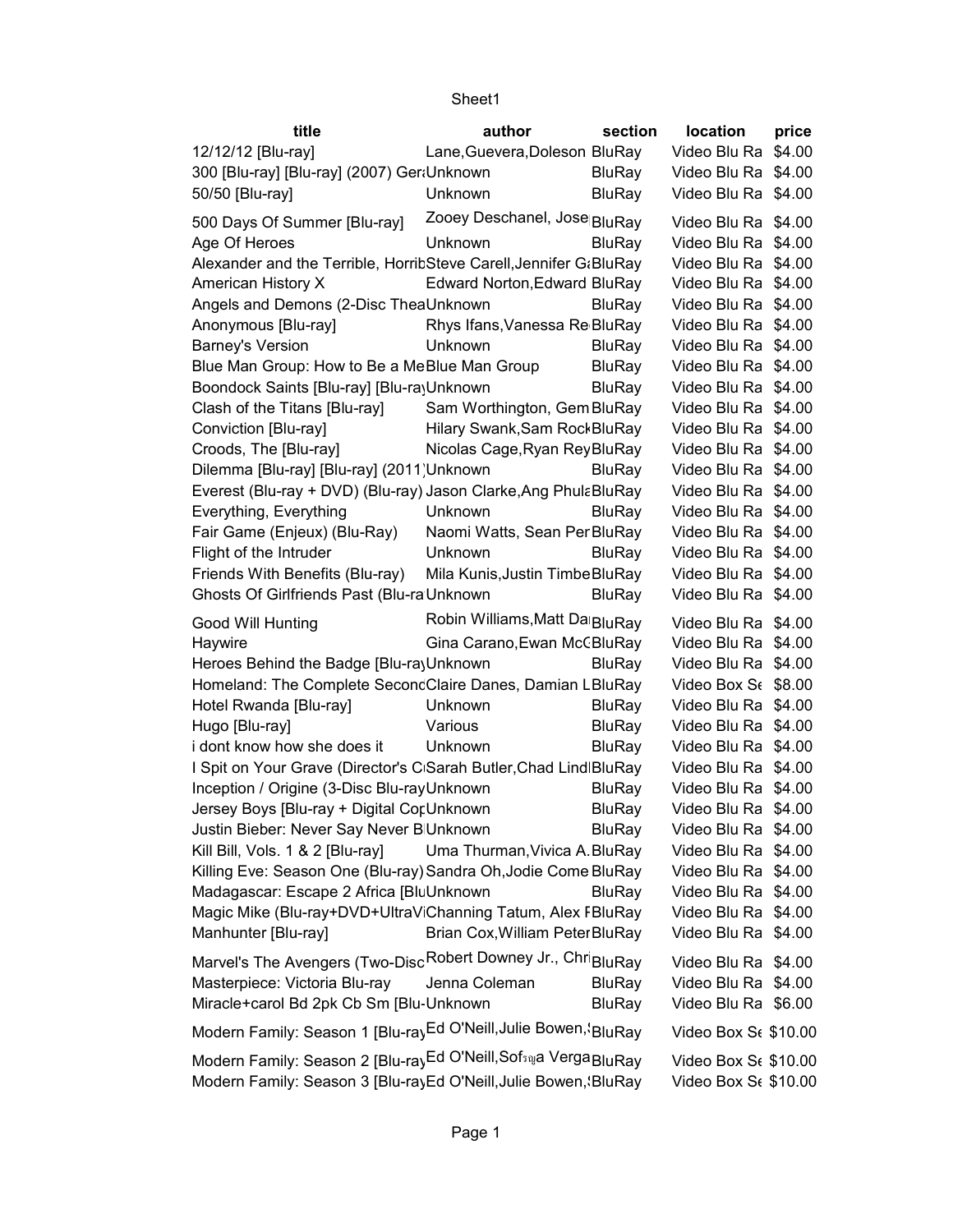Sheet1

| title | author | section | location | price |
|---|---|---|---|---|
| 12/12/12 [Blu-ray] | Lane,Guevera,Doleson | BluRay | Video Blu Ra | $4.00 |
| 300 [Blu-ray] [Blu-ray] (2007) Ger | Unknown | BluRay | Video Blu Ra | $4.00 |
| 50/50 [Blu-ray] | Unknown | BluRay | Video Blu Ra | $4.00 |
| 500 Days Of Summer [Blu-ray] | Zooey Deschanel, Jose | BluRay | Video Blu Ra | $4.00 |
| Age Of Heroes | Unknown | BluRay | Video Blu Ra | $4.00 |
| Alexander and the Terrible, Horrib | Steve Carell,Jennifer G | BluRay | Video Blu Ra | $4.00 |
| American History X | Edward Norton,Edward | BluRay | Video Blu Ra | $4.00 |
| Angels and Demons (2-Disc Thea | Unknown | BluRay | Video Blu Ra | $4.00 |
| Anonymous [Blu-ray] | Rhys Ifans,Vanessa Re | BluRay | Video Blu Ra | $4.00 |
| Barney's Version | Unknown | BluRay | Video Blu Ra | $4.00 |
| Blue Man Group: How to Be a Me | Blue Man Group | BluRay | Video Blu Ra | $4.00 |
| Boondock Saints [Blu-ray] [Blu-ray | Unknown | BluRay | Video Blu Ra | $4.00 |
| Clash of the Titans [Blu-ray] | Sam Worthington, Gem | BluRay | Video Blu Ra | $4.00 |
| Conviction [Blu-ray] | Hilary Swank,Sam Rock | BluRay | Video Blu Ra | $4.00 |
| Croods, The [Blu-ray] | Nicolas Cage,Ryan Rey | BluRay | Video Blu Ra | $4.00 |
| Dilemma [Blu-ray] [Blu-ray] (2011) | Unknown | BluRay | Video Blu Ra | $4.00 |
| Everest (Blu-ray + DVD) (Blu-ray) | Jason Clarke,Ang Phula | BluRay | Video Blu Ra | $4.00 |
| Everything, Everything | Unknown | BluRay | Video Blu Ra | $4.00 |
| Fair Game (Enjeux) (Blu-Ray) | Naomi Watts, Sean Per | BluRay | Video Blu Ra | $4.00 |
| Flight of the Intruder | Unknown | BluRay | Video Blu Ra | $4.00 |
| Friends With Benefits (Blu-ray) | Mila Kunis,Justin Timbe | BluRay | Video Blu Ra | $4.00 |
| Ghosts Of Girlfriends Past (Blu-ra | Unknown | BluRay | Video Blu Ra | $4.00 |
| Good Will Hunting | Robin Williams,Matt Da | BluRay | Video Blu Ra | $4.00 |
| Haywire | Gina Carano,Ewan McC | BluRay | Video Blu Ra | $4.00 |
| Heroes Behind the Badge [Blu-ray | Unknown | BluRay | Video Blu Ra | $4.00 |
| Homeland: The Complete Second | Claire Danes, Damian L | BluRay | Video Box Se | $8.00 |
| Hotel Rwanda [Blu-ray] | Unknown | BluRay | Video Blu Ra | $4.00 |
| Hugo [Blu-ray] | Various | BluRay | Video Blu Ra | $4.00 |
| i dont know how she does it | Unknown | BluRay | Video Blu Ra | $4.00 |
| I Spit on Your Grave (Director's C | Sarah Butler,Chad Lindl | BluRay | Video Blu Ra | $4.00 |
| Inception / Origine (3-Disc Blu-ray | Unknown | BluRay | Video Blu Ra | $4.00 |
| Jersey Boys [Blu-ray + Digital Cop | Unknown | BluRay | Video Blu Ra | $4.00 |
| Justin Bieber: Never Say Never B | Unknown | BluRay | Video Blu Ra | $4.00 |
| Kill Bill, Vols. 1 & 2 [Blu-ray] | Uma Thurman,Vivica A. | BluRay | Video Blu Ra | $4.00 |
| Killing Eve: Season One (Blu-ray) | Sandra Oh,Jodie Come | BluRay | Video Blu Ra | $4.00 |
| Madagascar: Escape 2 Africa [Blu | Unknown | BluRay | Video Blu Ra | $4.00 |
| Magic Mike (Blu-ray+DVD+UltraVi | Channing Tatum, Alex F | BluRay | Video Blu Ra | $4.00 |
| Manhunter [Blu-ray] | Brian Cox,William Peter | BluRay | Video Blu Ra | $4.00 |
| Marvel's The Avengers (Two-Disc | Robert Downey Jr., Chri | BluRay | Video Blu Ra | $4.00 |
| Masterpiece: Victoria Blu-ray | Jenna Coleman | BluRay | Video Blu Ra | $4.00 |
| Miracle+carol Bd 2pk Cb Sm [Blu- | Unknown | BluRay | Video Blu Ra | $6.00 |
| Modern Family: Season 1 [Blu-ray | Ed O'Neill,Julie Bowen, | BluRay | Video Box Se | $10.00 |
| Modern Family: Season 2 [Blu-ray | Ed O'Neill,Sofｉa Verga | BluRay | Video Box Se | $10.00 |
| Modern Family: Season 3 [Blu-ray | Ed O'Neill,Julie Bowen, | BluRay | Video Box Se | $10.00 |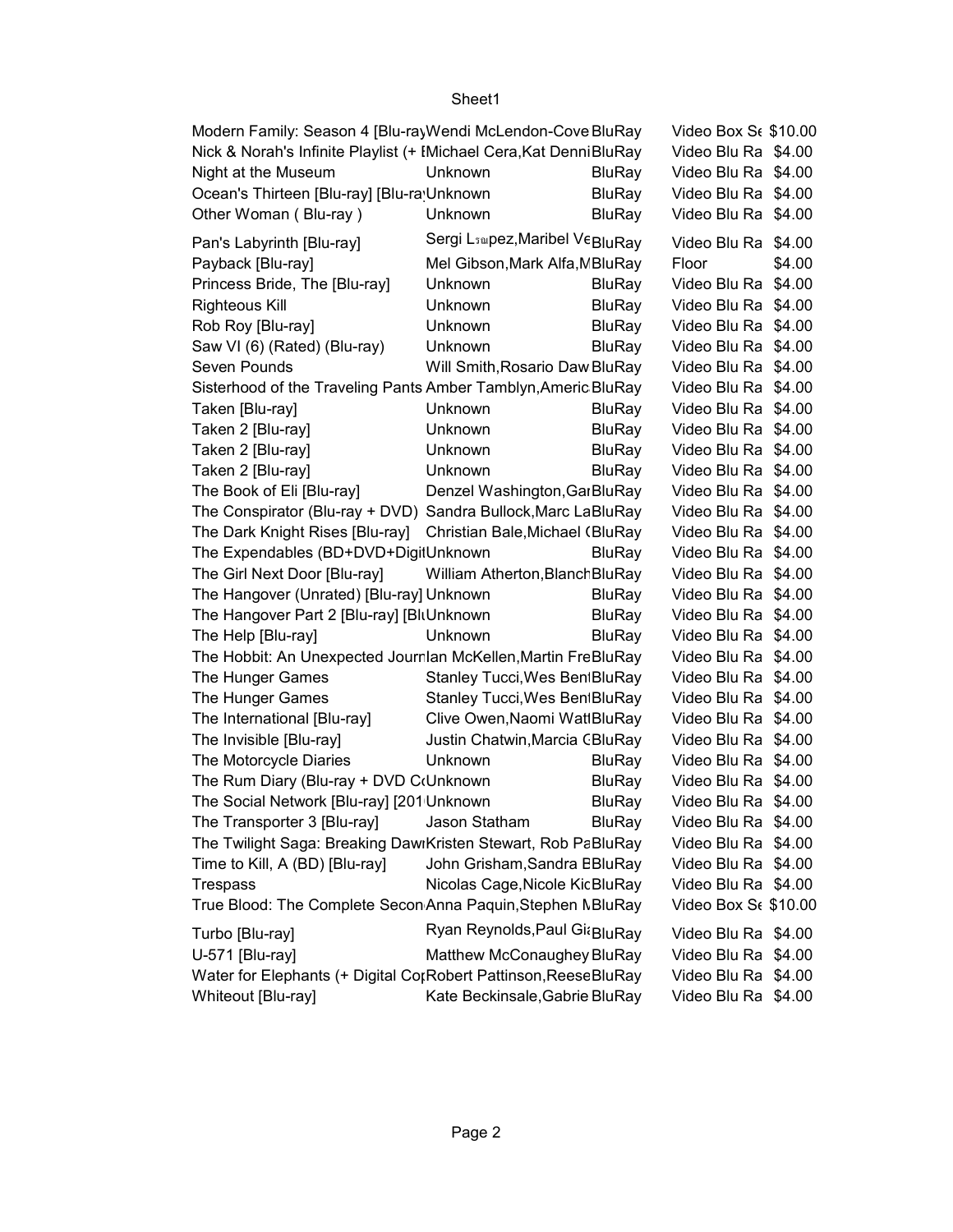| | | | | |
|---|---|---|---|---|
| Modern Family: Season 4 [Blu-ray | Wendi McLendon-Cove | BluRay | Video Box Se | $10.00 |
| Nick & Norah's Infinite Playlist (+ I | Michael Cera,Kat Denni | BluRay | Video Blu Ra | $4.00 |
| Night at the Museum | Unknown | BluRay | Video Blu Ra | $4.00 |
| Ocean's Thirteen [Blu-ray] [Blu-ra | Unknown | BluRay | Video Blu Ra | $4.00 |
| Other Woman ( Blu-ray ) | Unknown | BluRay | Video Blu Ra | $4.00 |
| Pan's Labyrinth [Blu-ray] | Sergi L๖pez,Maribel Ve | BluRay | Video Blu Ra | $4.00 |
| Payback [Blu-ray] | Mel Gibson,Mark Alfa,M | BluRay | Floor | $4.00 |
| Princess Bride, The [Blu-ray] | Unknown | BluRay | Video Blu Ra | $4.00 |
| Righteous Kill | Unknown | BluRay | Video Blu Ra | $4.00 |
| Rob Roy [Blu-ray] | Unknown | BluRay | Video Blu Ra | $4.00 |
| Saw VI (6) (Rated) (Blu-ray) | Unknown | BluRay | Video Blu Ra | $4.00 |
| Seven Pounds | Will Smith,Rosario Daw | BluRay | Video Blu Ra | $4.00 |
| Sisterhood of the Traveling Pants | Amber Tamblyn,Americ | BluRay | Video Blu Ra | $4.00 |
| Taken [Blu-ray] | Unknown | BluRay | Video Blu Ra | $4.00 |
| Taken 2 [Blu-ray] | Unknown | BluRay | Video Blu Ra | $4.00 |
| Taken 2 [Blu-ray] | Unknown | BluRay | Video Blu Ra | $4.00 |
| Taken 2 [Blu-ray] | Unknown | BluRay | Video Blu Ra | $4.00 |
| The Book of Eli [Blu-ray] | Denzel Washington,Gar | BluRay | Video Blu Ra | $4.00 |
| The Conspirator (Blu-ray + DVD) | Sandra Bullock,Marc La | BluRay | Video Blu Ra | $4.00 |
| The Dark Knight Rises [Blu-ray] | Christian Bale,Michael ( | BluRay | Video Blu Ra | $4.00 |
| The Expendables (BD+DVD+Digit | Unknown | BluRay | Video Blu Ra | $4.00 |
| The Girl Next Door [Blu-ray] | William Atherton,Blanch | BluRay | Video Blu Ra | $4.00 |
| The Hangover (Unrated) [Blu-ray] | Unknown | BluRay | Video Blu Ra | $4.00 |
| The Hangover Part 2 [Blu-ray] [Bl | Unknown | BluRay | Video Blu Ra | $4.00 |
| The Help [Blu-ray] | Unknown | BluRay | Video Blu Ra | $4.00 |
| The Hobbit: An Unexpected Journ | Ian McKellen,Martin Fre | BluRay | Video Blu Ra | $4.00 |
| The Hunger Games | Stanley Tucci,Wes Bent | BluRay | Video Blu Ra | $4.00 |
| The Hunger Games | Stanley Tucci,Wes Bent | BluRay | Video Blu Ra | $4.00 |
| The International [Blu-ray] | Clive Owen,Naomi Watt | BluRay | Video Blu Ra | $4.00 |
| The Invisible [Blu-ray] | Justin Chatwin,Marcia C | BluRay | Video Blu Ra | $4.00 |
| The Motorcycle Diaries | Unknown | BluRay | Video Blu Ra | $4.00 |
| The Rum Diary (Blu-ray + DVD C | Unknown | BluRay | Video Blu Ra | $4.00 |
| The Social Network [Blu-ray] [201 | Unknown | BluRay | Video Blu Ra | $4.00 |
| The Transporter 3 [Blu-ray] | Jason Statham | BluRay | Video Blu Ra | $4.00 |
| The Twilight Saga: Breaking Daw | Kristen Stewart, Rob Pa | BluRay | Video Blu Ra | $4.00 |
| Time to Kill, A (BD) [Blu-ray] | John Grisham,Sandra B | BluRay | Video Blu Ra | $4.00 |
| Trespass | Nicolas Cage,Nicole Kic | BluRay | Video Blu Ra | $4.00 |
| True Blood: The Complete Secon | Anna Paquin,Stephen M | BluRay | Video Box Se | $10.00 |
| Turbo [Blu-ray] | Ryan Reynolds,Paul Gia | BluRay | Video Blu Ra | $4.00 |
| U-571 [Blu-ray] | Matthew McConaughey | BluRay | Video Blu Ra | $4.00 |
| Water for Elephants (+ Digital Cop | Robert Pattinson,Reese | BluRay | Video Blu Ra | $4.00 |
| Whiteout [Blu-ray] | Kate Beckinsale,Gabrie | BluRay | Video Blu Ra | $4.00 |